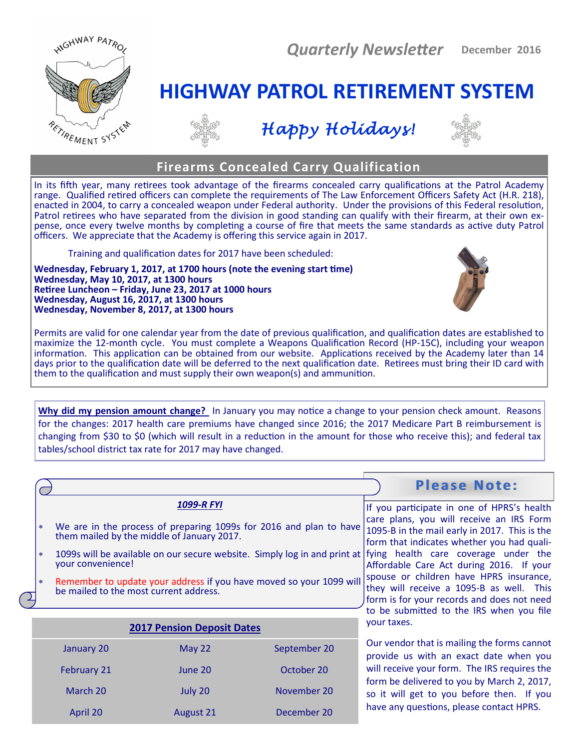Quarterly Newsletter December 2016

# HIGHWAY PATROL RETIREMENT SYSTEM

*Happy Holidays!*

## Firearms Concealed Carry Qualification

In its fifth year, many retirees took advantage of the firearms concealed carry qualifications at the Patrol Academy range. Qualified retired officers can complete the requirements of The Law Enforcement Officers Safety Act (H.R. 218), enacted in 2004, to carry a concealed weapon under Federal authority. Under the provisions of this Federal resolution, Patrol retirees who have separated from the division in good standing can qualify with their firearm, at their own expense, once every twelve months by completing a course of fire that meets the same standards as active duty Patrol officers. We appreciate that the Academy is offering this service again in 2017.

Training and qualification dates for 2017 have been scheduled:

**Wednesday, February 1, 2017, at 1700 hours (note the evening start time)**
**Wednesday, May 10, 2017, at 1300 hours**
**Retiree Luncheon – Friday, June 23, 2017 at 1000 hours**
**Wednesday, August 16, 2017, at 1300 hours**
**Wednesday, November 8, 2017, at 1300 hours**

Permits are valid for one calendar year from the date of previous qualification, and qualification dates are established to maximize the 12-month cycle. You must complete a Weapons Qualification Record (HP-15C), including your weapon information. This application can be obtained from our website. Applications received by the Academy later than 14 days prior to the qualification date will be deferred to the next qualification date. Retirees must bring their ID card with them to the qualification and must supply their own weapon(s) and ammunition.

**Why did my pension amount change?** In January you may notice a change to your pension check amount. Reasons for the changes: 2017 health care premiums have changed since 2016; the 2017 Medicare Part B reimbursement is changing from $30 to $0 (which will result in a reduction in the amount for those who receive this); and federal tax tables/school district tax rate for 2017 may have changed.

### *1099-R FYI*

- We are in the process of preparing 1099s for 2016 and plan to have them mailed by the middle of January 2017.
- 1099s will be available on our secure website. Simply log in and print at your convenience!
- Remember to update your address if you have moved so your 1099 will be mailed to the most current address.

| 2017 Pension Deposit Dates | | |
|---|---|---|
| January 20 | May 22 | September 20 |
| February 21 | June 20 | October 20 |
| March 20 | July 20 | November 20 |
| April 20 | August 21 | December 20 |

## Please Note:

If you participate in one of HPRS's health care plans, you will receive an IRS Form 1095-B in the mail early in 2017. This is the form that indicates whether you had qualifying health care coverage under the Affordable Care Act during 2016. If your spouse or children have HPRS insurance, they will receive a 1095-B as well. This form is for your records and does not need to be submitted to the IRS when you file your taxes.

Our vendor that is mailing the forms cannot provide us with an exact date when you will receive your form. The IRS requires the form be delivered to you by March 2, 2017, so it will get to you before then. If you have any questions, please contact HPRS.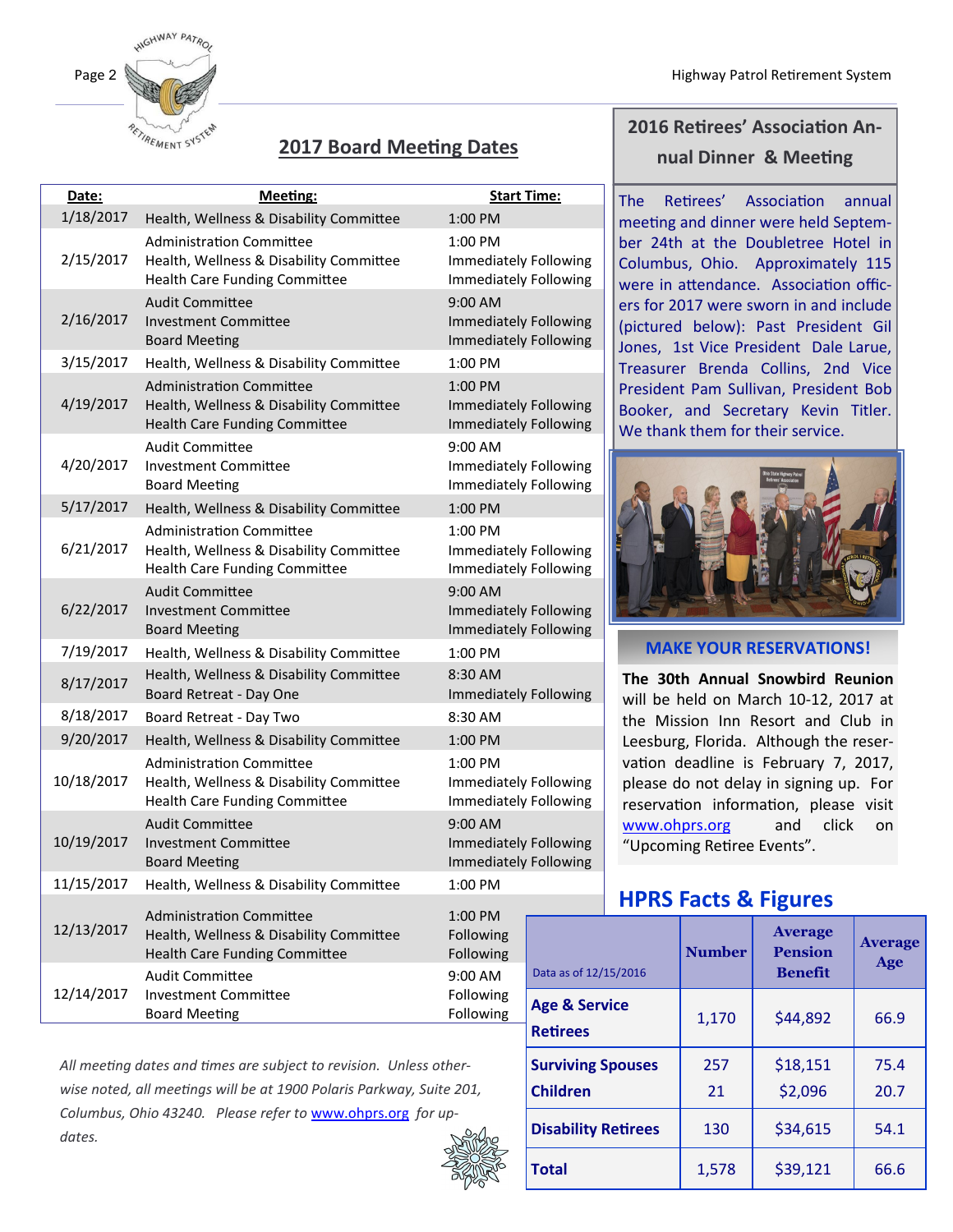## 2017 Board Meeting Dates

| Date: | Meeting: | Start Time: |
|---|---|---|
| 1/18/2017 | Health, Wellness & Disability Committee | 1:00 PM |
| 2/15/2017 | Administration Committee<br>Health, Wellness & Disability Committee<br>Health Care Funding Committee | 1:00 PM<br>Immediately Following<br>Immediately Following |
| 2/16/2017 | Audit Committee<br>Investment Committee<br>Board Meeting | 9:00 AM<br>Immediately Following<br>Immediately Following |
| 3/15/2017 | Health, Wellness & Disability Committee | 1:00 PM |
| 4/19/2017 | Administration Committee<br>Health, Wellness & Disability Committee<br>Health Care Funding Committee | 1:00 PM<br>Immediately Following<br>Immediately Following |
| 4/20/2017 | Audit Committee<br>Investment Committee<br>Board Meeting | 9:00 AM<br>Immediately Following<br>Immediately Following |
| 5/17/2017 | Health, Wellness & Disability Committee | 1:00 PM |
| 6/21/2017 | Administration Committee<br>Health, Wellness & Disability Committee<br>Health Care Funding Committee | 1:00 PM<br>Immediately Following<br>Immediately Following |
| 6/22/2017 | Audit Committee<br>Investment Committee<br>Board Meeting | 9:00 AM<br>Immediately Following<br>Immediately Following |
| 7/19/2017 | Health, Wellness & Disability Committee | 1:00 PM |
| 8/17/2017 | Health, Wellness & Disability Committee<br>Board Retreat - Day One | 8:30 AM<br>Immediately Following |
| 8/18/2017 | Board Retreat - Day Two | 8:30 AM |
| 9/20/2017 | Health, Wellness & Disability Committee | 1:00 PM |
| 10/18/2017 | Administration Committee<br>Health, Wellness & Disability Committee<br>Health Care Funding Committee | 1:00 PM<br>Immediately Following<br>Immediately Following |
| 10/19/2017 | Audit Committee<br>Investment Committee<br>Board Meeting | 9:00 AM<br>Immediately Following<br>Immediately Following |
| 11/15/2017 | Health, Wellness & Disability Committee | 1:00 PM |
| 12/13/2017 | Administration Committee<br>Health, Wellness & Disability Committee<br>Health Care Funding Committee | 1:00 PM<br>Following<br>Following |
| 12/14/2017 | Audit Committee<br>Investment Committee<br>Board Meeting | 9:00 AM<br>Following<br>Following |

*All meeting dates and times are subject to revision. Unless otherwise noted, all meetings will be at 1900 Polaris Parkway, Suite 201, Columbus, Ohio 43240. Please refer to www.ohprs.org for updates.*

## 2016 Retirees' Association Annual Dinner & Meeting

The Retirees' Association annual meeting and dinner were held September 24th at the Doubletree Hotel in Columbus, Ohio. Approximately 115 were in attendance. Association officers for 2017 were sworn in and include (pictured below): Past President Gil Jones, 1st Vice President Dale Larue, Treasurer Brenda Collins, 2nd Vice President Pam Sullivan, President Bob Booker, and Secretary Kevin Titler. We thank them for their service.

### MAKE YOUR RESERVATIONS!

**The 30th Annual Snowbird Reunion** will be held on March 10-12, 2017 at the Mission Inn Resort and Club in Leesburg, Florida. Although the reservation deadline is February 7, 2017, please do not delay in signing up. For reservation information, please visit www.ohprs.org and click on "Upcoming Retiree Events".

## HPRS Facts & Figures

| Data as of 12/15/2016 | Number | Average Pension Benefit | Average Age |
|---|---|---|---|
| **Age & Service Retirees** | 1,170 | $44,892 | 66.9 |
| **Surviving Spouses** | 257 | $18,151 | 75.4 |
| **Children** | 21 | $2,096 | 20.7 |
| **Disability Retirees** | 130 | $34,615 | 54.1 |
| **Total** | 1,578 | $39,121 | 66.6 |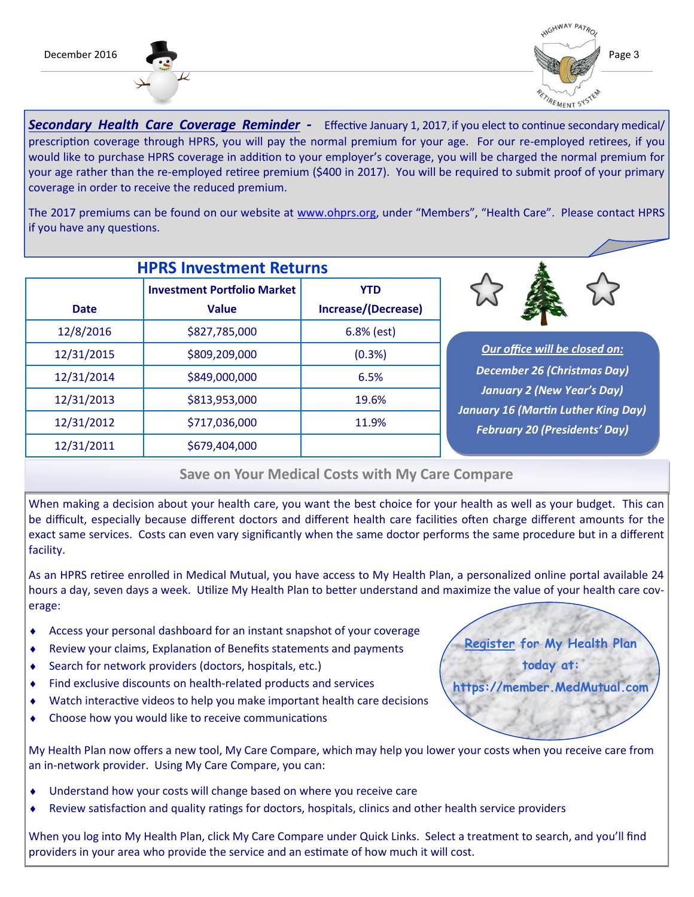***Secondary Health Care Coverage Reminder -*** Effective January 1, 2017, if you elect to continue secondary medical/ prescription coverage through HPRS, you will pay the normal premium for your age. For our re-employed retirees, if you would like to purchase HPRS coverage in addition to your employer's coverage, you will be charged the normal premium for your age rather than the re-employed retiree premium ($400 in 2017). You will be required to submit proof of your primary coverage in order to receive the reduced premium.

The 2017 premiums can be found on our website at www.ohprs.org, under "Members", "Health Care". Please contact HPRS if you have any questions.

## HPRS Investment Returns

| Date | Investment Portfolio Market Value | YTD Increase/(Decrease) |
|---|---|---|
| 12/8/2016 | $827,785,000 | 6.8% (est) |
| 12/31/2015 | $809,209,000 | (0.3%) |
| 12/31/2014 | $849,000,000 | 6.5% |
| 12/31/2013 | $813,953,000 | 19.6% |
| 12/31/2012 | $717,036,000 | 11.9% |
| 12/31/2011 | $679,404,000 | |

***Our office will be closed on:***

***December 26 (Christmas Day)***
***January 2 (New Year's Day)***
***January 16 (Martin Luther King Day)***
***February 20 (Presidents' Day)***

## Save on Your Medical Costs with My Care Compare

When making a decision about your health care, you want the best choice for your health as well as your budget. This can be difficult, especially because different doctors and different health care facilities often charge different amounts for the exact same services. Costs can even vary significantly when the same doctor performs the same procedure but in a different facility.

As an HPRS retiree enrolled in Medical Mutual, you have access to My Health Plan, a personalized online portal available 24 hours a day, seven days a week. Utilize My Health Plan to better understand and maximize the value of your health care coverage:

- Access your personal dashboard for an instant snapshot of your coverage
- Review your claims, Explanation of Benefits statements and payments
- Search for network providers (doctors, hospitals, etc.)
- Find exclusive discounts on health-related products and services
- Watch interactive videos to help you make important health care decisions
- Choose how you would like to receive communications

**Register for My Health Plan today at: https://member.MedMutual.com**

My Health Plan now offers a new tool, My Care Compare, which may help you lower your costs when you receive care from an in-network provider. Using My Care Compare, you can:

- Understand how your costs will change based on where you receive care
- Review satisfaction and quality ratings for doctors, hospitals, clinics and other health service providers

When you log into My Health Plan, click My Care Compare under Quick Links. Select a treatment to search, and you'll find providers in your area who provide the service and an estimate of how much it will cost.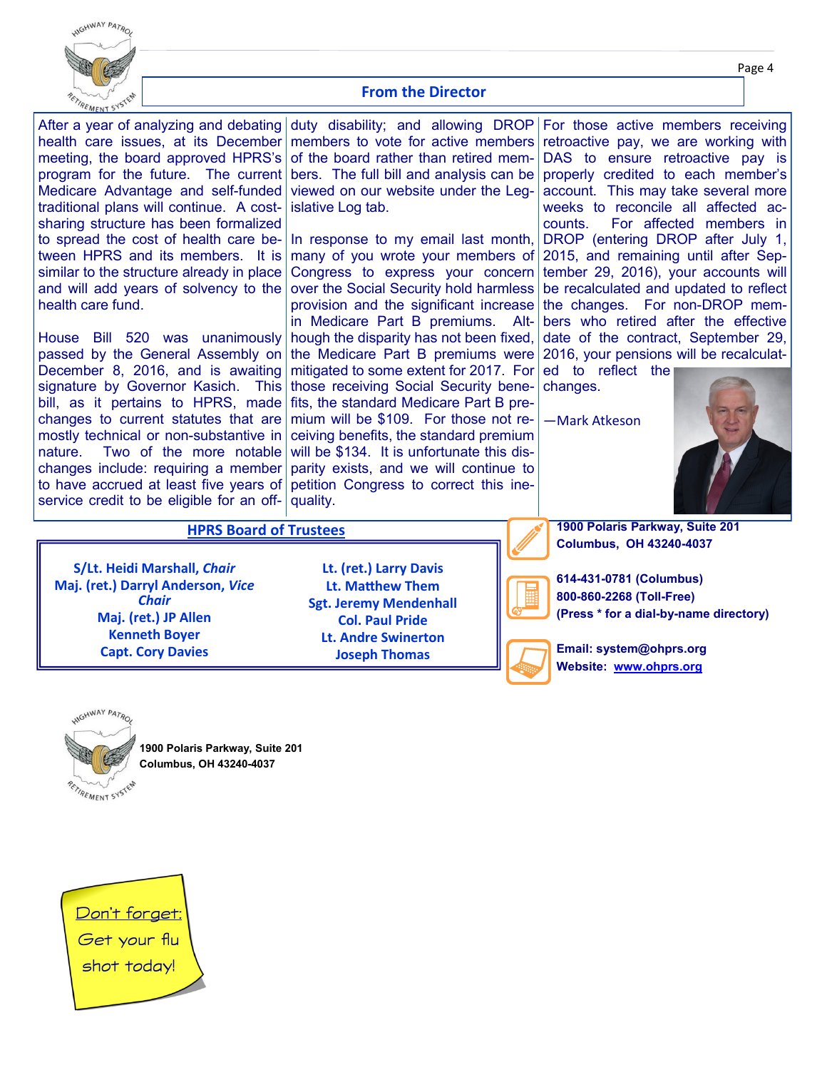## From the Director

After a year of analyzing and debating health care issues, at its December meeting, the board approved HPRS's program for the future. The current Medicare Advantage and self-funded traditional plans will continue. A cost-sharing structure has been formalized to spread the cost of health care between HPRS and its members. It is similar to the structure already in place and will add years of solvency to the health care fund.

House Bill 520 was unanimously passed by the General Assembly on December 8, 2016, and is awaiting signature by Governor Kasich. This bill, as it pertains to HPRS, made changes to current statutes that are mostly technical or non-substantive in nature. Two of the more notable changes include: requiring a member to have accrued at least five years of service credit to be eligible for an off-duty disability; and allowing DROP members to vote for active members of the board rather than retired members. The full bill and analysis can be viewed on our website under the Legislative Log tab.

In response to my email last month, many of you wrote your members of Congress to express your concern over the Social Security hold harmless provision and the significant increase in Medicare Part B premiums. Although the disparity has not been fixed, the Medicare Part B premiums were mitigated to some extent for 2017. For those receiving Social Security benefits, the standard Medicare Part B premium will be $109. For those not receiving benefits, the standard premium will be $134. It is unfortunate this disparity exists, and we will continue to petition Congress to correct this inequality.

For those active members receiving retroactive pay, we are working with DAS to ensure retroactive pay is properly credited to each member's account. This may take several more weeks to reconcile all affected accounts. For affected members in DROP (entering DROP after July 1, 2015, and remaining until after September 29, 2016), your accounts will be recalculated and updated to reflect the changes. For non-DROP members who retired after the effective date of the contract, September 29, 2016, your pensions will be recalculated to reflect the changes.

—Mark Atkeson

## HPRS Board of Trustees

**S/Lt. Heidi Marshall, *Chair***
**Maj. (ret.) Darryl Anderson, *Vice Chair***
**Maj. (ret.) JP Allen**
**Kenneth Boyer**
**Capt. Cory Davies**
**Lt. (ret.) Larry Davis**
**Lt. Matthew Them**
**Sgt. Jeremy Mendenhall**
**Col. Paul Pride**
**Lt. Andre Swinerton**
**Joseph Thomas**

**1900 Polaris Parkway, Suite 201**
**Columbus, OH 43240-4037**

**614-431-0781 (Columbus)**
**800-860-2268 (Toll-Free)**
**(Press * for a dial-by-name directory)**

**Email: system@ohprs.org**
**Website: www.ohprs.org**

**1900 Polaris Parkway, Suite 201**
**Columbus, OH 43240-4037**

Don't forget:
Get your flu shot today!